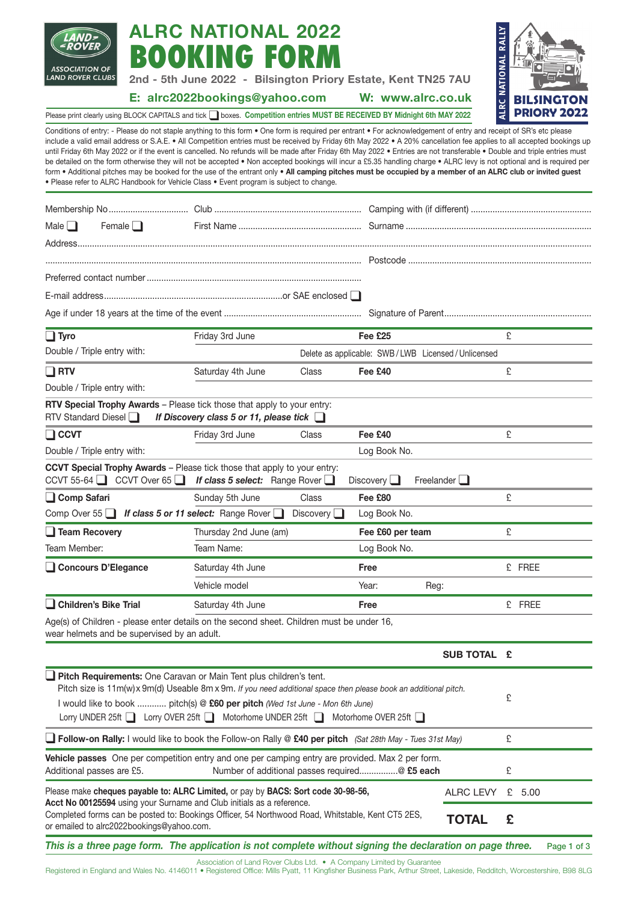# ALRC NATIONAL 2022

# BOOKING FORM

**2nd - 5th June 2022 - Bilsington Priory Estate, Kent TN25 7AU**

**E: alrc2022bookings@yahoo.com** **W: www.alrc.co.uk**

ALRC NATIONAL RALLY — BILSINGTON PRIORY 2022

LAND ROVER — ASSOCIATION OF LAND ROVER CLUBS

Please print clearly using BLOCK CAPITALS and tick ☐ boxes. **Competition entries MUST BE RECEIVED BY Midnight 6th MAY 2022**

Conditions of entry: - Please do not staple anything to this form • One form is required per entrant • For acknowledgement of entry and receipt of SR's etc please include a valid email address or S.A.E. • All Competition entries must be received by Friday 6th May 2022 • A 20% cancellation fee applies to all accepted bookings up until Friday 6th May 2022 or if the event is cancelled. No refunds will be made after Friday 6th May 2022 • Entries are not transferable • Double and triple entries must be detailed on the form otherwise they will not be accepted • Non accepted bookings will incur a £5.35 handling charge • ALRC levy is not optional and is required per form • Additional pitches may be booked for the use of the entrant only • **All camping pitches must be occupied by a member of an ALRC club or invited guest** • Please refer to ALRC Handbook for Vehicle Class • Event program is subject to change.

Membership No................................ Club ............................................................ Camping with (if different) .................................................

Male ☐ Female ☐ First Name .................................................. Surname ............................................................................

Address..............................................................................................................................................................................................

..................................................................................................................................... Postcode ............................................................................

Preferred contact number ........................................................................................

E-mail address.........................................................................or SAE enclosed ☐

Age if under 18 years at the time of the event ........................................................ Signature of Parent............................................................

| | | | | |
|---|---|---|---|---|
| ☐ **Tyro** | Friday 3rd June | | **Fee £25** | £ |
| Double / Triple entry with: | | Delete as applicable: SWB / LWB Licensed / Unlicensed | | |
| ☐ **RTV** | Saturday 4th June | Class | **Fee £40** | £ |
| Double / Triple entry with: | | | | |
| **RTV Special Trophy Awards** – Please tick those that apply to your entry: RTV Standard Diesel ☐ *If Discovery class 5 or 11, please tick* ☐ | | | | |
| ☐ **CCVT** | Friday 3rd June | Class | **Fee £40** | £ |
| Double / Triple entry with: | | | Log Book No. | |
| **CCVT Special Trophy Awards** – Please tick those that apply to your entry: CCVT 55-64 ☐ CCVT Over 65 ☐ *If class 5 select:* Range Rover ☐ Discovery ☐ Freelander ☐ | | | | |
| ☐ **Comp Safari** | Sunday 5th June | Class | **Fee £80** | £ |
| Comp Over 55 ☐ *If class 5 or 11 select:* Range Rover ☐ | | Discovery ☐ | Log Book No. | |
| ☐ **Team Recovery** | Thursday 2nd June (am) | | **Fee £60 per team** | £ |
| Team Member: | Team Name: | | Log Book No. | |
| ☐ **Concours D'Elegance** | Saturday 4th June | | **Free** | £ FREE |
| | Vehicle model | | Year: Reg: | |
| ☐ **Children's Bike Trial** | Saturday 4th June | | **Free** | £ FREE |
| Age(s) of Children - please enter details on the second sheet. Children must be under 16, wear helmets and be supervised by an adult. | | | | |
| | | | **SUB TOTAL** | **£** |

☐ **Pitch Requirements:** One Caravan or Main Tent plus children's tent.
Pitch size is 11m(w) x 9m(d) Useable 8m x 9m. *If you need additional space then please book an additional pitch.*
I would like to book ........... pitch(s) @ **£60 per pitch** *(Wed 1st June - Mon 6th June)* £
Lorry UNDER 25ft ☐ Lorry OVER 25ft ☐ Motorhome UNDER 25ft ☐ Motorhome OVER 25ft ☐

☐ **Follow-on Rally:** I would like to book the Follow-on Rally @ **£40 per pitch** *(Sat 28th May - Tues 31st May)* £

**Vehicle passes** One per competition entry and one per camping entry are provided. Max 2 per form.
Additional passes are £5. Number of additional passes required................@ **£5 each** £

Please make **cheques payable to: ALRC Limited,** or pay by **BACS: Sort code 30-98-56, Acct No 00125594** using your Surname and Club initials as a reference. ALRC LEVY £ 5.00

Completed forms can be posted to: Bookings Officer, 54 Northwood Road, Whitstable, Kent CT5 2ES, or emailed to alrc2022bookings@yahoo.com. **TOTAL £**

***This is a three page form. The application is not complete without signing the declaration on page three.***

Association of Land Rover Clubs Ltd. • A Company Limited by Guarantee
Registered in England and Wales No. 4146011 • Registered Office: Mills Pyatt, 11 Kingfisher Business Park, Arthur Street, Lakeside, Redditch, Worcestershire, B98 8LG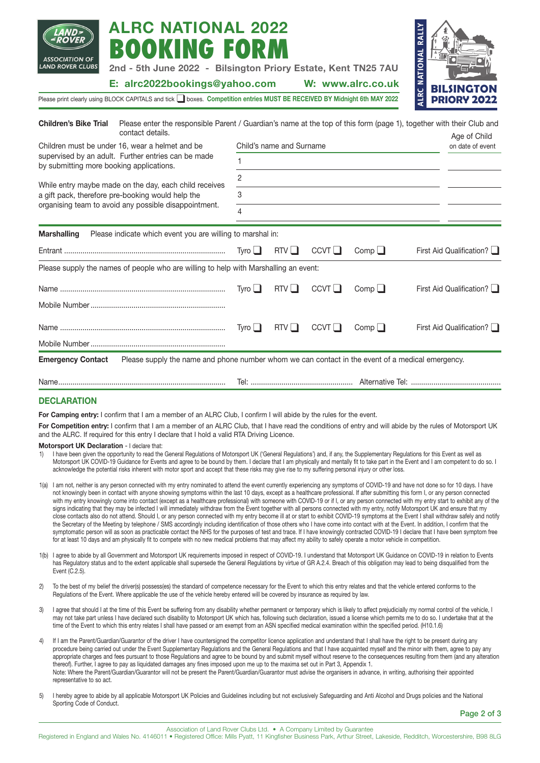# ALRC NATIONAL 2022
# BOOKING FORM

**2nd - 5th June 2022 - Bilsington Priory Estate, Kent TN25 7AU**

**E: alrc2022bookings@yahoo.com     W: www.alrc.co.uk**

Please print clearly using BLOCK CAPITALS and tick ☐ boxes. **Competition entries MUST BE RECEIVED BY Midnight 6th MAY 2022**

**ALRC NATIONAL RALLY — BILSINGTON PRIORY 2022**

---

**Children's Bike Trial** Please enter the responsible Parent / Guardian's name at the top of this form (page 1), together with their Club and contact details.

Children must be under 16, wear a helmet and be supervised by an adult. Further entries can be made by submitting more booking applications.

While entry maybe made on the day, each child receives a gift pack, therefore pre-booking would help the organising team to avoid any possible disappointment.

| | Child's name and Surname | Age of Child on date of event |
|---|---|---|
| 1 | | |
| 2 | | |
| 3 | | |
| 4 | | |

---

**Marshalling** Please indicate which event you are willing to marshal in:

Entrant .............................................................................. Tyro ☐ RTV ☐ CCVT ☐ Comp ☐ First Aid Qualification? ☐

Please supply the names of people who are willing to help with Marshalling an event:

Name ................................................................................ Tyro ☐ RTV ☐ CCVT ☐ Comp ☐ First Aid Qualification? ☐

Mobile Number ..................................................................

Name ................................................................................ Tyro ☐ RTV ☐ CCVT ☐ Comp ☐ First Aid Qualification? ☐

Mobile Number ..................................................................

---

**Emergency Contact** Please supply the name and phone number whom we can contact in the event of a medical emergency.

Name.................................................................................. Tel: .................................................. Alternative Tel: ............................................

## DECLARATION

**For Camping entry:** I confirm that I am a member of an ALRC Club, I confirm I will abide by the rules for the event.

**For Competition entry:** I confirm that I am a member of an ALRC Club, that I have read the conditions of entry and will abide by the rules of Motorsport UK and the ALRC. If required for this entry I declare that I hold a valid RTA Driving Licence.

**Motorsport UK Declaration** - I declare that:

1) I have been given the opportunity to read the General Regulations of Motorsport UK ('General Regulations') and, if any, the Supplementary Regulations for this Event as well as Motorsport UK COVID-19 Guidance for Events and agree to be bound by them. I declare that I am physically and mentally fit to take part in the Event and I am competent to do so. I acknowledge the potential risks inherent with motor sport and accept that these risks may give rise to my suffering personal injury or other loss.

1(a) I am not, neither is any person connected with my entry nominated to attend the event currently experiencing any symptoms of COVID-19 and have not done so for 10 days. I have not knowingly been in contact with anyone showing symptoms within the last 10 days, except as a healthcare professional. If after submitting this form I, or any person connected with my entry knowingly come into contact (except as a healthcare professional) with someone with COVID-19 or if I, or any person connected with my entry start to exhibit any of the signs indicating that they may be infected I will immediately withdraw from the Event together with all persons connected with my entry, notify Motorsport UK and ensure that my close contacts also do not attend. Should I, or any person connected with my entry become ill at or start to exhibit COVID-19 symptoms at the Event I shall withdraw safely and notify the Secretary of the Meeting by telephone / SMS accordingly including identification of those others who I have come into contact with at the Event. In addition, I confirm that the symptomatic person will as soon as practicable contact the NHS for the purposes of test and trace. If I have knowingly contracted COVID-19 I declare that I have been symptom free for at least 10 days and am physically fit to compete with no new medical problems that may affect my ability to safely operate a motor vehicle in competition.

1(b) I agree to abide by all Government and Motorsport UK requirements imposed in respect of COVID-19. I understand that Motorsport UK Guidance on COVID-19 in relation to Events has Regulatory status and to the extent applicable shall supersede the General Regulations by virtue of GR A.2.4. Breach of this obligation may lead to being disqualified from the Event (C.2.5).

2) To the best of my belief the driver(s) possess(es) the standard of competence necessary for the Event to which this entry relates and that the vehicle entered conforms to the Regulations of the Event. Where applicable the use of the vehicle hereby entered will be covered by insurance as required by law.

3) I agree that should I at the time of this Event be suffering from any disability whether permanent or temporary which is likely to affect prejudicially my normal control of the vehicle, I may not take part unless I have declared such disability to Motorsport UK which has, following such declaration, issued a license which permits me to do so. I undertake that at the time of the Event to which this entry relates I shall have passed or am exempt from an ASN specified medical examination within the specified period. (H10.1.6)

4) If I am the Parent/Guardian/Guarantor of the driver I have countersigned the competitor licence application and understand that I shall have the right to be present during any procedure being carried out under the Event Supplementary Regulations and the General Regulations and that I have acquainted myself and the minor with them, agree to pay any appropriate charges and fees pursuant to those Regulations and agree to be bound by and submit myself without reserve to the consequences resulting from them (and any alteration thereof). Further, I agree to pay as liquidated damages any fines imposed upon me up to the maxima set out in Part 3, Appendix 1.
Note: Where the Parent/Guardian/Guarantor will not be present the Parent/Guardian/Guarantor must advise the organisers in advance, in writing, authorising their appointed representative to so act.

5) I hereby agree to abide by all applicable Motorsport UK Policies and Guidelines including but not exclusively Safeguarding and Anti Alcohol and Drugs policies and the National Sporting Code of Conduct.

---

Association of Land Rover Clubs Ltd. • A Company Limited by Guarantee
Registered in England and Wales No. 4146011 • Registered Office: Mills Pyatt, 11 Kingfisher Business Park, Arthur Street, Lakeside, Redditch, Worcestershire, B98 8LG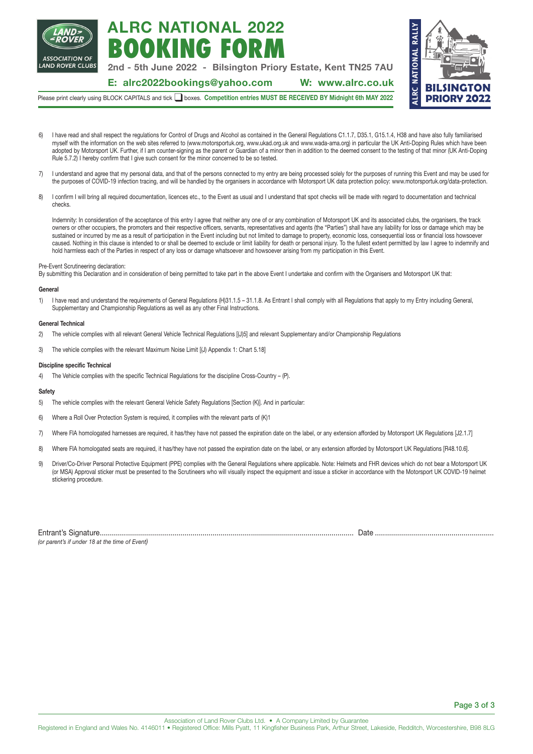# ALRC NATIONAL 2022 BOOKING FORM

**2nd - 5th June 2022 - Bilsington Priory Estate, Kent TN25 7AU**

**E: alrc2022bookings@yahoo.com W: www.alrc.co.uk**

Please print clearly using BLOCK CAPITALS and tick ☐ boxes. **Competition entries MUST BE RECEIVED BY Midnight 6th MAY 2022**

6) I have read and shall respect the regulations for Control of Drugs and Alcohol as contained in the General Regulations C1.1.7, D35.1, G15.1.4, H38 and have also fully familiarised myself with the information on the web sites referred to (www.motorsportuk.org, www.ukad.org.uk and www.wada-ama.org) in particular the UK Anti-Doping Rules which have been adopted by Motorsport UK. Further, if I am counter-signing as the parent or Guardian of a minor then in addition to the deemed consent to the testing of that minor (UK Anti-Doping Rule 5.7.2) I hereby confirm that I give such consent for the minor concerned to be so tested.

7) I understand and agree that my personal data, and that of the persons connected to my entry are being processed solely for the purposes of running this Event and may be used for the purposes of COVID-19 infection tracing, and will be handled by the organisers in accordance with Motorsport UK data protection policy: www.motorsportuk.org/data-protection.

8) I confirm I will bring all required documentation, licences etc., to the Event as usual and I understand that spot checks will be made with regard to documentation and technical checks.

Indemnity: In consideration of the acceptance of this entry I agree that neither any one of or any combination of Motorsport UK and its associated clubs, the organisers, the track owners or other occupiers, the promoters and their respective officers, servants, representatives and agents (the "Parties") shall have any liability for loss or damage which may be sustained or incurred by me as a result of participation in the Event including but not limited to damage to property, economic loss, consequential loss or financial loss howsoever caused. Nothing in this clause is intended to or shall be deemed to exclude or limit liability for death or personal injury. To the fullest extent permitted by law I agree to indemnify and hold harmless each of the Parties in respect of any loss or damage whatsoever and howsoever arising from my participation in this Event.

Pre-Event Scrutineering declaration:
By submitting this Declaration and in consideration of being permitted to take part in the above Event I undertake and confirm with the Organisers and Motorsport UK that:

**General**

1) I have read and understand the requirements of General Regulations (H)31.1.5 – 31.1.8. As Entrant I shall comply with all Regulations that apply to my Entry including General, Supplementary and Championship Regulations as well as any other Final Instructions.

**General Technical**

2) The vehicle complies with all relevant General Vehicle Technical Regulations [(J)5] and relevant Supplementary and/or Championship Regulations

3) The vehicle complies with the relevant Maximum Noise Limit [(J) Appendix 1: Chart 5.18]

**Discipline specific Technical**

4) The Vehicle complies with the specific Technical Regulations for the discipline Cross-Country – (P).

**Safety**

5) The vehicle complies with the relevant General Vehicle Safety Regulations [Section (K)]. And in particular:

6) Where a Roll Over Protection System is required, it complies with the relevant parts of (K)1

7) Where FIA homologated harnesses are required, it has/they have not passed the expiration date on the label, or any extension afforded by Motorsport UK Regulations [J2.1.7]

8) Where FIA homologated seats are required, it has/they have not passed the expiration date on the label, or any extension afforded by Motorsport UK Regulations [R48.10.6].

9) Driver/Co-Driver Personal Protective Equipment (PPE) complies with the General Regulations where applicable. Note: Helmets and FHR devices which do not bear a Motorsport UK (or MSA) Approval sticker must be presented to the Scrutineers who will visually inspect the equipment and issue a sticker in accordance with the Motorsport UK COVID-19 helmet stickering procedure.

Entrant's Signature.............................................................................................................................. Date ............................................................

*(or parent's if under 18 at the time of Event)*

Association of Land Rover Clubs Ltd. • A Company Limited by Guarantee
Registered in England and Wales No. 4146011 • Registered Office: Mills Pyatt, 11 Kingfisher Business Park, Arthur Street, Lakeside, Redditch, Worcestershire, B98 8LG